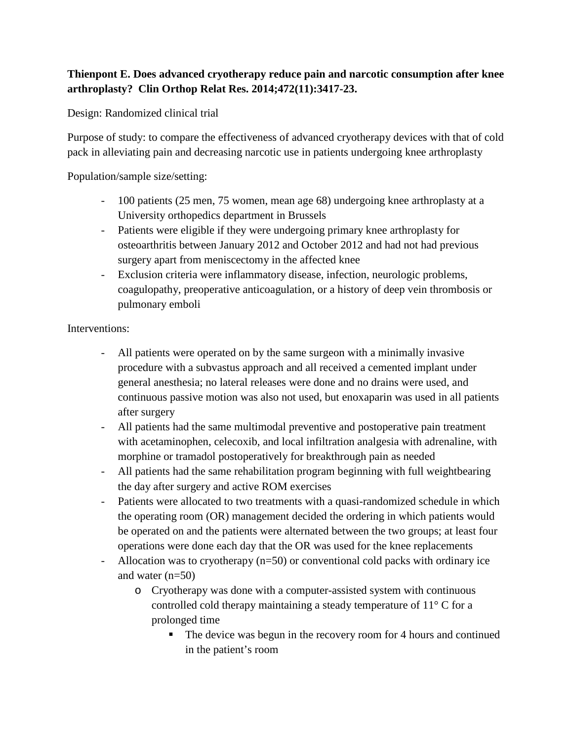**Thienpont E. Does advanced cryotherapy reduce pain and narcotic consumption after knee arthroplasty? Clin Orthop Relat Res. 2014;472(11):3417-23.**

Design: Randomized clinical trial

Purpose of study: to compare the effectiveness of advanced cryotherapy devices with that of cold pack in alleviating pain and decreasing narcotic use in patients undergoing knee arthroplasty

Population/sample size/setting:

- 100 patients (25 men, 75 women, mean age 68) undergoing knee arthroplasty at a University orthopedics department in Brussels
- Patients were eligible if they were undergoing primary knee arthroplasty for osteoarthritis between January 2012 and October 2012 and had not had previous surgery apart from meniscectomy in the affected knee
- Exclusion criteria were inflammatory disease, infection, neurologic problems, coagulopathy, preoperative anticoagulation, or a history of deep vein thrombosis or pulmonary emboli

Interventions:

- All patients were operated on by the same surgeon with a minimally invasive procedure with a subvastus approach and all received a cemented implant under general anesthesia; no lateral releases were done and no drains were used, and continuous passive motion was also not used, but enoxaparin was used in all patients after surgery
- All patients had the same multimodal preventive and postoperative pain treatment with acetaminophen, celecoxib, and local infiltration analgesia with adrenaline, with morphine or tramadol postoperatively for breakthrough pain as needed
- All patients had the same rehabilitation program beginning with full weightbearing the day after surgery and active ROM exercises
- Patients were allocated to two treatments with a quasi-randomized schedule in which the operating room (OR) management decided the ordering in which patients would be operated on and the patients were alternated between the two groups; at least four operations were done each day that the OR was used for the knee replacements
- Allocation was to cryotherapy (n=50) or conventional cold packs with ordinary ice and water (n=50)
    - Cryotherapy was done with a computer-assisted system with continuous controlled cold therapy maintaining a steady temperature of 11° C for a prolonged time
        - The device was begun in the recovery room for 4 hours and continued in the patient's room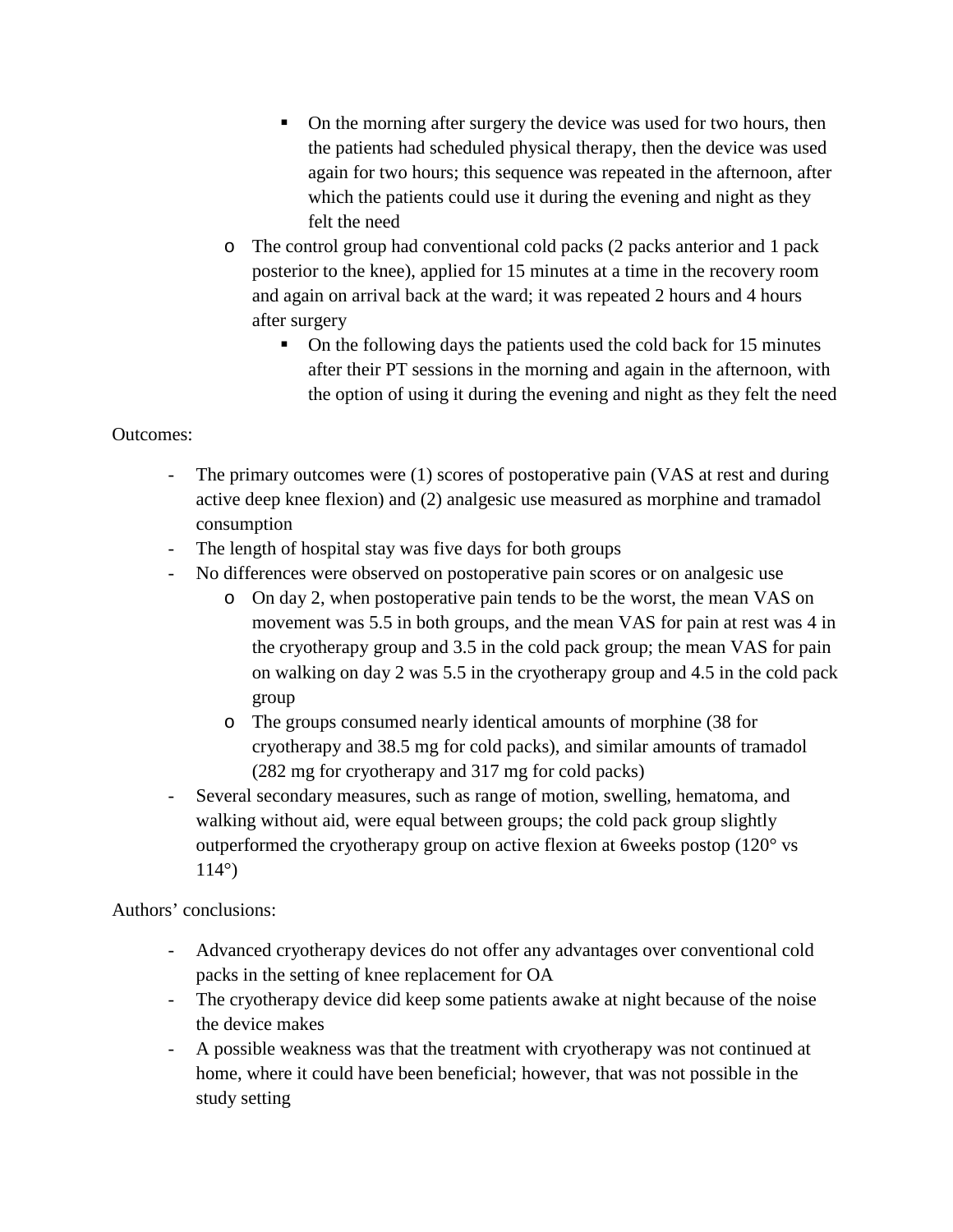- On the morning after surgery the device was used for two hours, then the patients had scheduled physical therapy, then the device was used again for two hours; this sequence was repeated in the afternoon, after which the patients could use it during the evening and night as they felt the need
    - The control group had conventional cold packs (2 packs anterior and 1 pack posterior to the knee), applied for 15 minutes at a time in the recovery room and again on arrival back at the ward; it was repeated 2 hours and 4 hours after surgery
        - On the following days the patients used the cold back for 15 minutes after their PT sessions in the morning and again in the afternoon, with the option of using it during the evening and night as they felt the need

Outcomes:

- The primary outcomes were (1) scores of postoperative pain (VAS at rest and during active deep knee flexion) and (2) analgesic use measured as morphine and tramadol consumption
- The length of hospital stay was five days for both groups
- No differences were observed on postoperative pain scores or on analgesic use
    - On day 2, when postoperative pain tends to be the worst, the mean VAS on movement was 5.5 in both groups, and the mean VAS for pain at rest was 4 in the cryotherapy group and 3.5 in the cold pack group; the mean VAS for pain on walking on day 2 was 5.5 in the cryotherapy group and 4.5 in the cold pack group
    - The groups consumed nearly identical amounts of morphine (38 for cryotherapy and 38.5 mg for cold packs), and similar amounts of tramadol (282 mg for cryotherapy and 317 mg for cold packs)
- Several secondary measures, such as range of motion, swelling, hematoma, and walking without aid, were equal between groups; the cold pack group slightly outperformed the cryotherapy group on active flexion at 6weeks postop (120° vs 114°)

Authors' conclusions:

- Advanced cryotherapy devices do not offer any advantages over conventional cold packs in the setting of knee replacement for OA
- The cryotherapy device did keep some patients awake at night because of the noise the device makes
- A possible weakness was that the treatment with cryotherapy was not continued at home, where it could have been beneficial; however, that was not possible in the study setting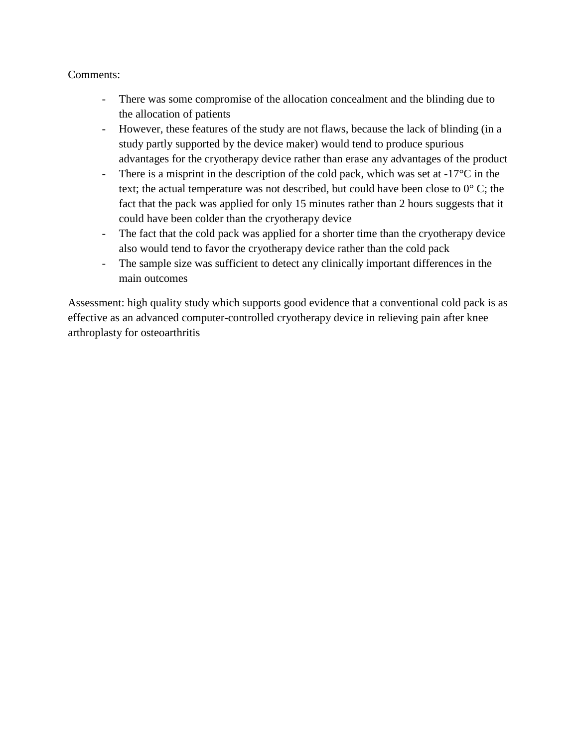Comments:

- There was some compromise of the allocation concealment and the blinding due to the allocation of patients
- However, these features of the study are not flaws, because the lack of blinding (in a study partly supported by the device maker) would tend to produce spurious advantages for the cryotherapy device rather than erase any advantages of the product
- There is a misprint in the description of the cold pack, which was set at -17°C in the text; the actual temperature was not described, but could have been close to 0° C; the fact that the pack was applied for only 15 minutes rather than 2 hours suggests that it could have been colder than the cryotherapy device
- The fact that the cold pack was applied for a shorter time than the cryotherapy device also would tend to favor the cryotherapy device rather than the cold pack
- The sample size was sufficient to detect any clinically important differences in the main outcomes

Assessment: high quality study which supports good evidence that a conventional cold pack is as effective as an advanced computer-controlled cryotherapy device in relieving pain after knee arthroplasty for osteoarthritis